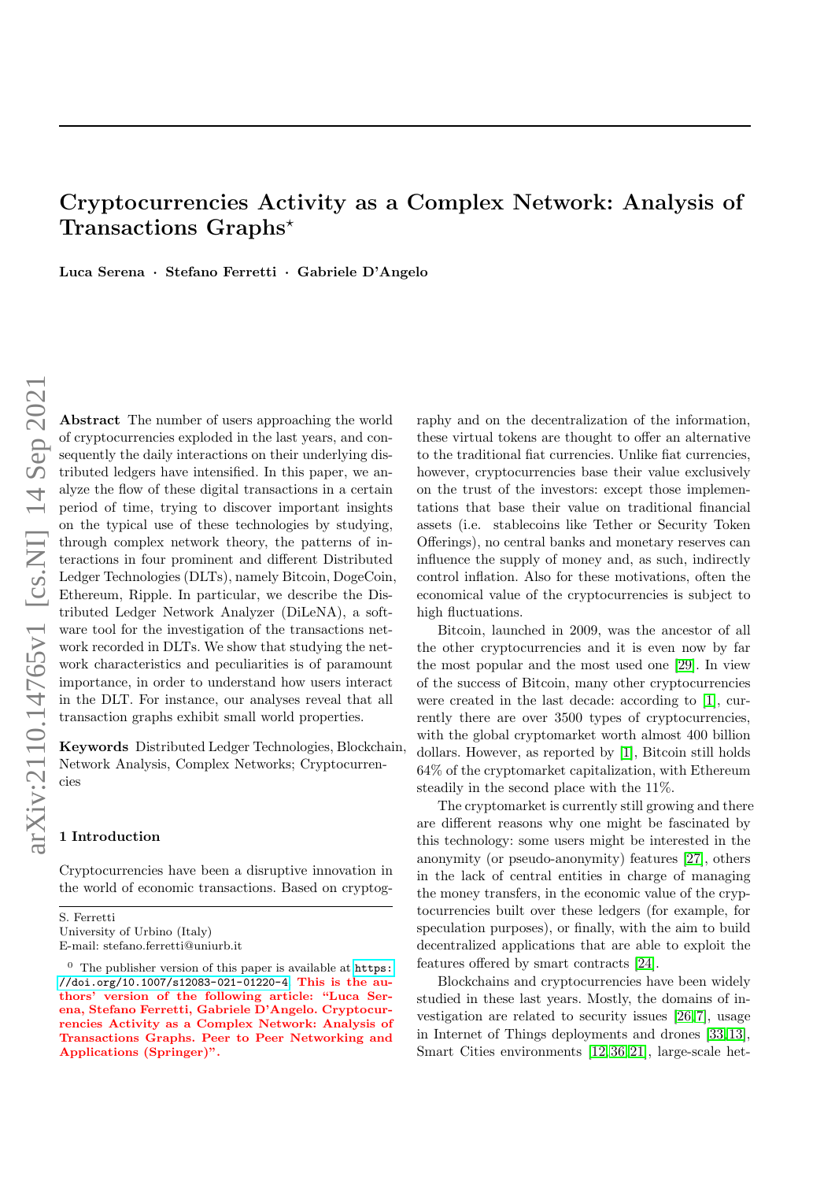# Cryptocurrencies Activity as a Complex Network: Analysis of Transactions Graphs*

**Luca Serena · Stefano Ferretti · Gabriele D'Angelo**

**Abstract** The number of users approaching the world of cryptocurrencies exploded in the last years, and consequently the daily interactions on their underlying distributed ledgers have intensified. In this paper, we analyze the flow of these digital transactions in a certain period of time, trying to discover important insights on the typical use of these technologies by studying, through complex network theory, the patterns of interactions in four prominent and different Distributed Ledger Technologies (DLTs), namely Bitcoin, DogeCoin, Ethereum, Ripple. In particular, we describe the Distributed Ledger Network Analyzer (DiLeNA), a software tool for the investigation of the transactions network recorded in DLTs. We show that studying the network characteristics and peculiarities is of paramount importance, in order to understand how users interact in the DLT. For instance, our analyses reveal that all transaction graphs exhibit small world properties.

**Keywords** Distributed Ledger Technologies, Blockchain, Network Analysis, Complex Networks; Cryptocurrencies

## 1 Introduction

Cryptocurrencies have been a disruptive innovation in the world of economic transactions. Based on cryptography and on the decentralization of the information, these virtual tokens are thought to offer an alternative to the traditional fiat currencies. Unlike fiat currencies, however, cryptocurrencies base their value exclusively on the trust of the investors: except those implementations that base their value on traditional financial assets (i.e. stablecoins like Tether or Security Token Offerings), no central banks and monetary reserves can influence the supply of money and, as such, indirectly control inflation. Also for these motivations, often the economical value of the cryptocurrencies is subject to high fluctuations.

Bitcoin, launched in 2009, was the ancestor of all the other cryptocurrencies and it is even now by far the most popular and the most used one [29]. In view of the success of Bitcoin, many other cryptocurrencies were created in the last decade: according to [1], currently there are over 3500 types of cryptocurrencies, with the global cryptomarket worth almost 400 billion dollars. However, as reported by [1], Bitcoin still holds 64% of the cryptomarket capitalization, with Ethereum steadily in the second place with the 11%.

The cryptomarket is currently still growing and there are different reasons why one might be fascinated by this technology: some users might be interested in the anonymity (or pseudo-anonymity) features [27], others in the lack of central entities in charge of managing the money transfers, in the economic value of the cryptocurrencies built over these ledgers (for example, for speculation purposes), or finally, with the aim to build decentralized applications that are able to exploit the features offered by smart contracts [24].

Blockchains and cryptocurrencies have been widely studied in these last years. Mostly, the domains of investigation are related to security issues [26,7], usage in Internet of Things deployments and drones [33,13], Smart Cities environments [12,36,21], large-scale het-

---

S. Ferretti
University of Urbino (Italy)
E-mail: stefano.ferretti@uniurb.it

[0] The publisher version of this paper is available at https://doi.org/10.1007/s12083-021-01220-4. **This is the authors' version of the following article: "Luca Serena, Stefano Ferretti, Gabriele D'Angelo. Cryptocurrencies Activity as a Complex Network: Analysis of Transactions Graphs. Peer to Peer Networking and Applications (Springer)".**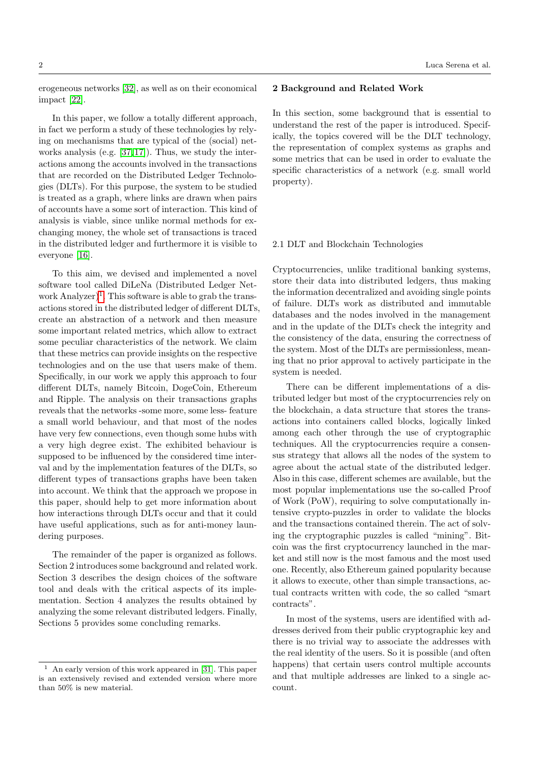erogeneous networks [32], as well as on their economical impact [22].

In this paper, we follow a totally different approach, in fact we perform a study of these technologies by relying on mechanisms that are typical of the (social) networks analysis (e.g. [37,17]). Thus, we study the interactions among the accounts involved in the transactions that are recorded on the Distributed Ledger Technologies (DLTs). For this purpose, the system to be studied is treated as a graph, where links are drawn when pairs of accounts have a some sort of interaction. This kind of analysis is viable, since unlike normal methods for exchanging money, the whole set of transactions is traced in the distributed ledger and furthermore it is visible to everyone [16].

To this aim, we devised and implemented a novel software tool called DiLeNa (Distributed Ledger Network Analyzer)[1]. This software is able to grab the transactions stored in the distributed ledger of different DLTs, create an abstraction of a network and then measure some important related metrics, which allow to extract some peculiar characteristics of the network. We claim that these metrics can provide insights on the respective technologies and on the use that users make of them. Specifically, in our work we apply this approach to four different DLTs, namely Bitcoin, DogeCoin, Ethereum and Ripple. The analysis on their transactions graphs reveals that the networks -some more, some less- feature a small world behaviour, and that most of the nodes have very few connections, even though some hubs with a very high degree exist. The exhibited behaviour is supposed to be influenced by the considered time interval and by the implementation features of the DLTs, so different types of transactions graphs have been taken into account. We think that the approach we propose in this paper, should help to get more information about how interactions through DLTs occur and that it could have useful applications, such as for anti-money laundering purposes.

The remainder of the paper is organized as follows. Section 2 introduces some background and related work. Section 3 describes the design choices of the software tool and deals with the critical aspects of its implementation. Section 4 analyzes the results obtained by analyzing the some relevant distributed ledgers. Finally, Sections 5 provides some concluding remarks.

[1] An early version of this work appeared in [31]. This paper is an extensively revised and extended version where more than 50% is new material.

## 2 Background and Related Work

In this section, some background that is essential to understand the rest of the paper is introduced. Specifically, the topics covered will be the DLT technology, the representation of complex systems as graphs and some metrics that can be used in order to evaluate the specific characteristics of a network (e.g. small world property).

### 2.1 DLT and Blockchain Technologies

Cryptocurrencies, unlike traditional banking systems, store their data into distributed ledgers, thus making the information decentralized and avoiding single points of failure. DLTs work as distributed and immutable databases and the nodes involved in the management and in the update of the DLTs check the integrity and the consistency of the data, ensuring the correctness of the system. Most of the DLTs are permissionless, meaning that no prior approval to actively participate in the system is needed.

There can be different implementations of a distributed ledger but most of the cryptocurrencies rely on the blockchain, a data structure that stores the transactions into containers called blocks, logically linked among each other through the use of cryptographic techniques. All the cryptocurrencies require a consensus strategy that allows all the nodes of the system to agree about the actual state of the distributed ledger. Also in this case, different schemes are available, but the most popular implementations use the so-called Proof of Work (PoW), requiring to solve computationally intensive crypto-puzzles in order to validate the blocks and the transactions contained therein. The act of solving the cryptographic puzzles is called "mining". Bitcoin was the first cryptocurrency launched in the market and still now is the most famous and the most used one. Recently, also Ethereum gained popularity because it allows to execute, other than simple transactions, actual contracts written with code, the so called "smart contracts".

In most of the systems, users are identified with addresses derived from their public cryptographic key and there is no trivial way to associate the addresses with the real identity of the users. So it is possible (and often happens) that certain users control multiple accounts and that multiple addresses are linked to a single account.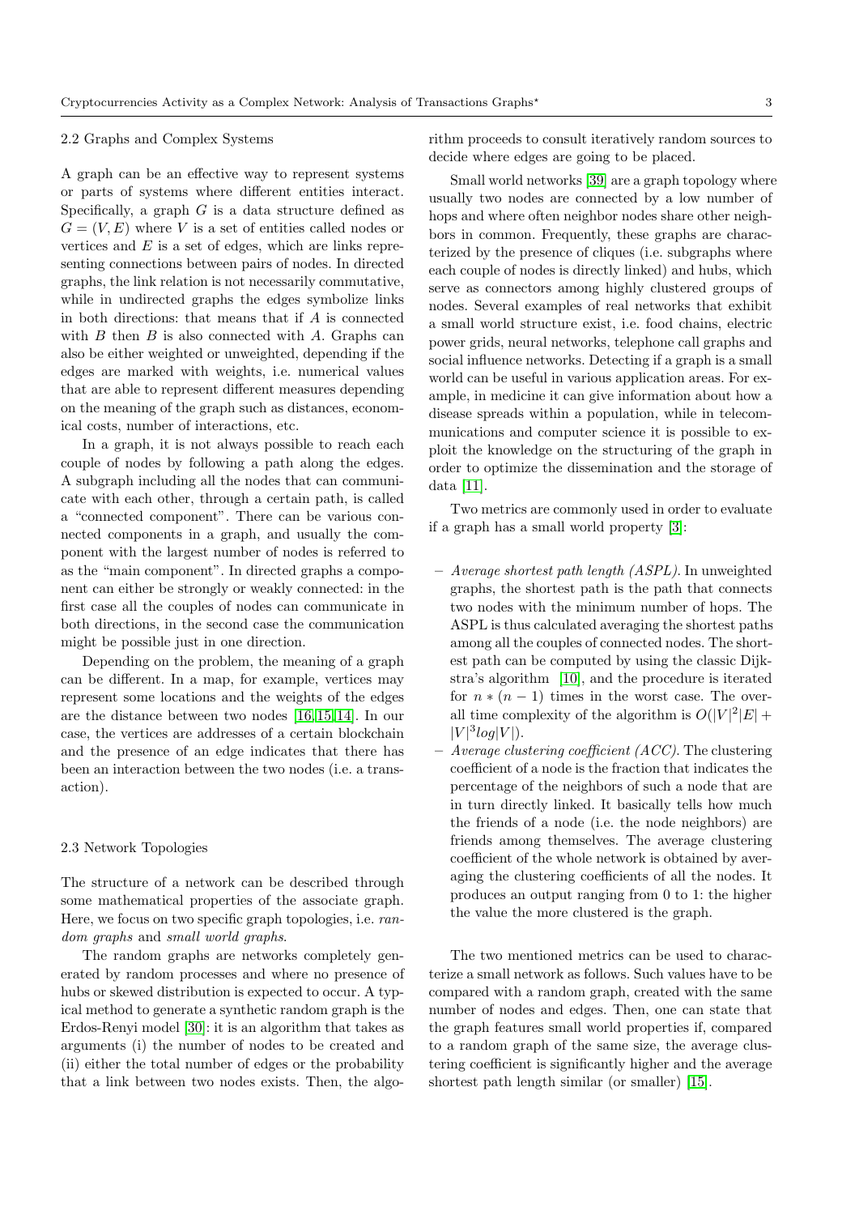### 2.2 Graphs and Complex Systems

A graph can be an effective way to represent systems or parts of systems where different entities interact. Specifically, a graph $G$ is a data structure defined as $G = (V, E)$ where $V$ is a set of entities called nodes or vertices and $E$ is a set of edges, which are links representing connections between pairs of nodes. In directed graphs, the link relation is not necessarily commutative, while in undirected graphs the edges symbolize links in both directions: that means that if $A$ is connected with $B$ then $B$ is also connected with $A$. Graphs can also be either weighted or unweighted, depending if the edges are marked with weights, i.e. numerical values that are able to represent different measures depending on the meaning of the graph such as distances, economical costs, number of interactions, etc.

In a graph, it is not always possible to reach each couple of nodes by following a path along the edges. A subgraph including all the nodes that can communicate with each other, through a certain path, is called a "connected component". There can be various connected components in a graph, and usually the component with the largest number of nodes is referred to as the "main component". In directed graphs a component can either be strongly or weakly connected: in the first case all the couples of nodes can communicate in both directions, in the second case the communication might be possible just in one direction.

Depending on the problem, the meaning of a graph can be different. In a map, for example, vertices may represent some locations and the weights of the edges are the distance between two nodes [16,15,14]. In our case, the vertices are addresses of a certain blockchain and the presence of an edge indicates that there has been an interaction between the two nodes (i.e. a transaction).

### 2.3 Network Topologies

The structure of a network can be described through some mathematical properties of the associate graph. Here, we focus on two specific graph topologies, i.e. *random graphs* and *small world graphs*.

The random graphs are networks completely generated by random processes and where no presence of hubs or skewed distribution is expected to occur. A typical method to generate a synthetic random graph is the Erdos-Renyi model [30]: it is an algorithm that takes as arguments (i) the number of nodes to be created and (ii) either the total number of edges or the probability that a link between two nodes exists. Then, the algorithm proceeds to consult iteratively random sources to decide where edges are going to be placed.

Small world networks [39] are a graph topology where usually two nodes are connected by a low number of hops and where often neighbor nodes share other neighbors in common. Frequently, these graphs are characterized by the presence of cliques (i.e. subgraphs where each couple of nodes is directly linked) and hubs, which serve as connectors among highly clustered groups of nodes. Several examples of real networks that exhibit a small world structure exist, i.e. food chains, electric power grids, neural networks, telephone call graphs and social influence networks. Detecting if a graph is a small world can be useful in various application areas. For example, in medicine it can give information about how a disease spreads within a population, while in telecommunications and computer science it is possible to exploit the knowledge on the structuring of the graph in order to optimize the dissemination and the storage of data [11].

Two metrics are commonly used in order to evaluate if a graph has a small world property [3]:

- *Average shortest path length (ASPL).* In unweighted graphs, the shortest path is the path that connects two nodes with the minimum number of hops. The ASPL is thus calculated averaging the shortest paths among all the couples of connected nodes. The shortest path can be computed by using the classic Dijkstra's algorithm [10], and the procedure is iterated for $n * (n-1)$ times in the worst case. The overall time complexity of the algorithm is $O(|V|^2|E| + |V|^3 log|V|)$.
- *Average clustering coefficient (ACC).* The clustering coefficient of a node is the fraction that indicates the percentage of the neighbors of such a node that are in turn directly linked. It basically tells how much the friends of a node (i.e. the node neighbors) are friends among themselves. The average clustering coefficient of the whole network is obtained by averaging the clustering coefficients of all the nodes. It produces an output ranging from 0 to 1: the higher the value the more clustered is the graph.

The two mentioned metrics can be used to characterize a small network as follows. Such values have to be compared with a random graph, created with the same number of nodes and edges. Then, one can state that the graph features small world properties if, compared to a random graph of the same size, the average clustering coefficient is significantly higher and the average shortest path length similar (or smaller) [15].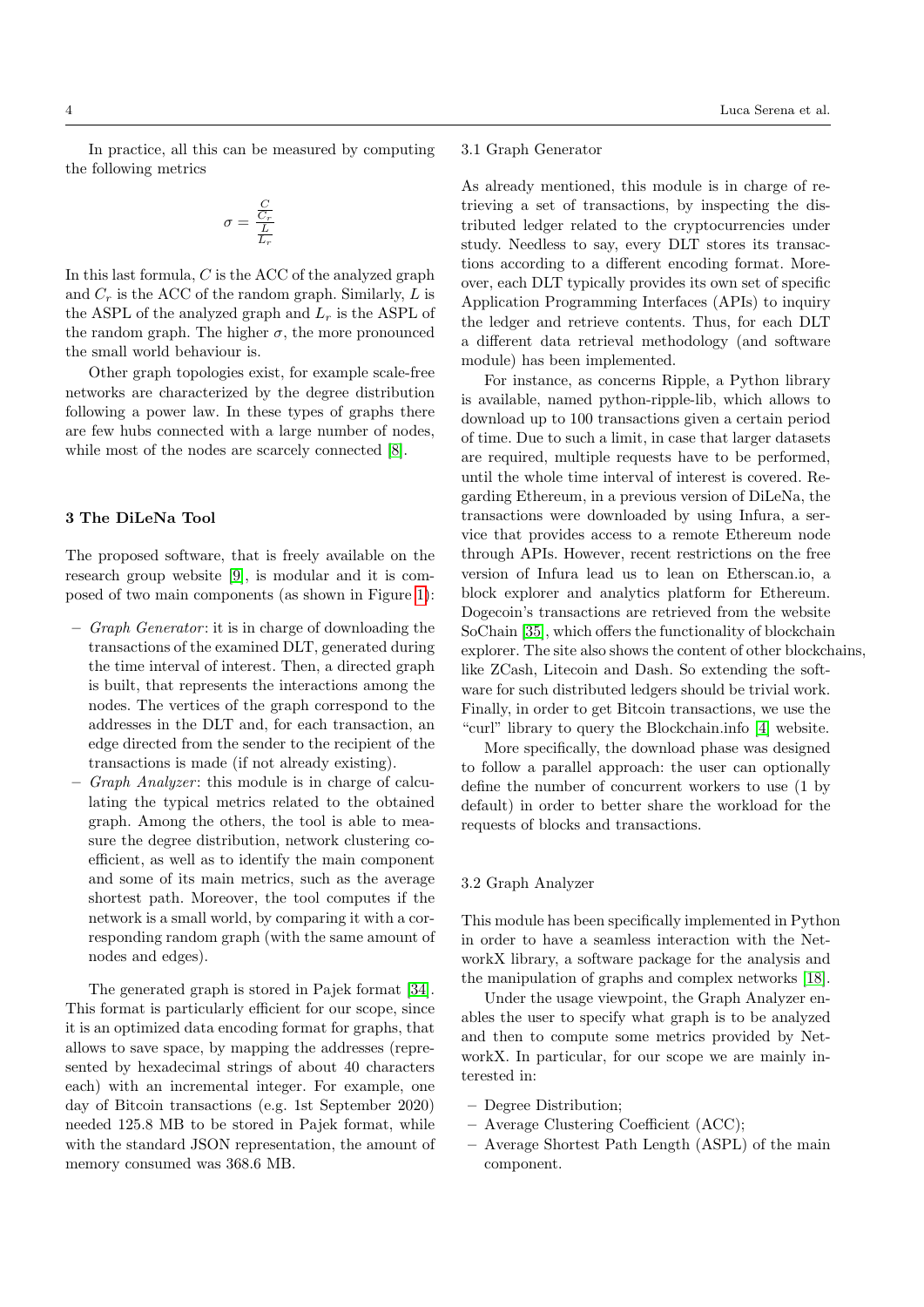In practice, all this can be measured by computing the following metrics

$$\sigma = \frac{\frac{C}{C_r}}{\frac{L}{L_r}}$$

In this last formula, $C$ is the ACC of the analyzed graph and $C_r$ is the ACC of the random graph. Similarly, $L$ is the ASPL of the analyzed graph and $L_r$ is the ASPL of the random graph. The higher $\sigma$, the more pronounced the small world behaviour is.

Other graph topologies exist, for example scale-free networks are characterized by the degree distribution following a power law. In these types of graphs there are few hubs connected with a large number of nodes, while most of the nodes are scarcely connected [8].

## 3 The DiLeNa Tool

The proposed software, that is freely available on the research group website [9], is modular and it is composed of two main components (as shown in Figure 1):

- *Graph Generator*: it is in charge of downloading the transactions of the examined DLT, generated during the time interval of interest. Then, a directed graph is built, that represents the interactions among the nodes. The vertices of the graph correspond to the addresses in the DLT and, for each transaction, an edge directed from the sender to the recipient of the transactions is made (if not already existing).
- *Graph Analyzer*: this module is in charge of calculating the typical metrics related to the obtained graph. Among the others, the tool is able to measure the degree distribution, network clustering coefficient, as well as to identify the main component and some of its main metrics, such as the average shortest path. Moreover, the tool computes if the network is a small world, by comparing it with a corresponding random graph (with the same amount of nodes and edges).

The generated graph is stored in Pajek format [34]. This format is particularly efficient for our scope, since it is an optimized data encoding format for graphs, that allows to save space, by mapping the addresses (represented by hexadecimal strings of about 40 characters each) with an incremental integer. For example, one day of Bitcoin transactions (e.g. 1st September 2020) needed 125.8 MB to be stored in Pajek format, while with the standard JSON representation, the amount of memory consumed was 368.6 MB.

### 3.1 Graph Generator

As already mentioned, this module is in charge of retrieving a set of transactions, by inspecting the distributed ledger related to the cryptocurrencies under study. Needless to say, every DLT stores its transactions according to a different encoding format. Moreover, each DLT typically provides its own set of specific Application Programming Interfaces (APIs) to inquiry the ledger and retrieve contents. Thus, for each DLT a different data retrieval methodology (and software module) has been implemented.

For instance, as concerns Ripple, a Python library is available, named python-ripple-lib, which allows to download up to 100 transactions given a certain period of time. Due to such a limit, in case that larger datasets are required, multiple requests have to be performed, until the whole time interval of interest is covered. Regarding Ethereum, in a previous version of DiLeNa, the transactions were downloaded by using Infura, a service that provides access to a remote Ethereum node through APIs. However, recent restrictions on the free version of Infura lead us to lean on Etherscan.io, a block explorer and analytics platform for Ethereum. Dogecoin's transactions are retrieved from the website SoChain [35], which offers the functionality of blockchain explorer. The site also shows the content of other blockchains, like ZCash, Litecoin and Dash. So extending the software for such distributed ledgers should be trivial work. Finally, in order to get Bitcoin transactions, we use the "curl" library to query the Blockchain.info [4] website.

More specifically, the download phase was designed to follow a parallel approach: the user can optionally define the number of concurrent workers to use (1 by default) in order to better share the workload for the requests of blocks and transactions.

### 3.2 Graph Analyzer

This module has been specifically implemented in Python in order to have a seamless interaction with the NetworkX library, a software package for the analysis and the manipulation of graphs and complex networks [18].

Under the usage viewpoint, the Graph Analyzer enables the user to specify what graph is to be analyzed and then to compute some metrics provided by NetworkX. In particular, for our scope we are mainly interested in:

- Degree Distribution;
- Average Clustering Coefficient (ACC);
- Average Shortest Path Length (ASPL) of the main component.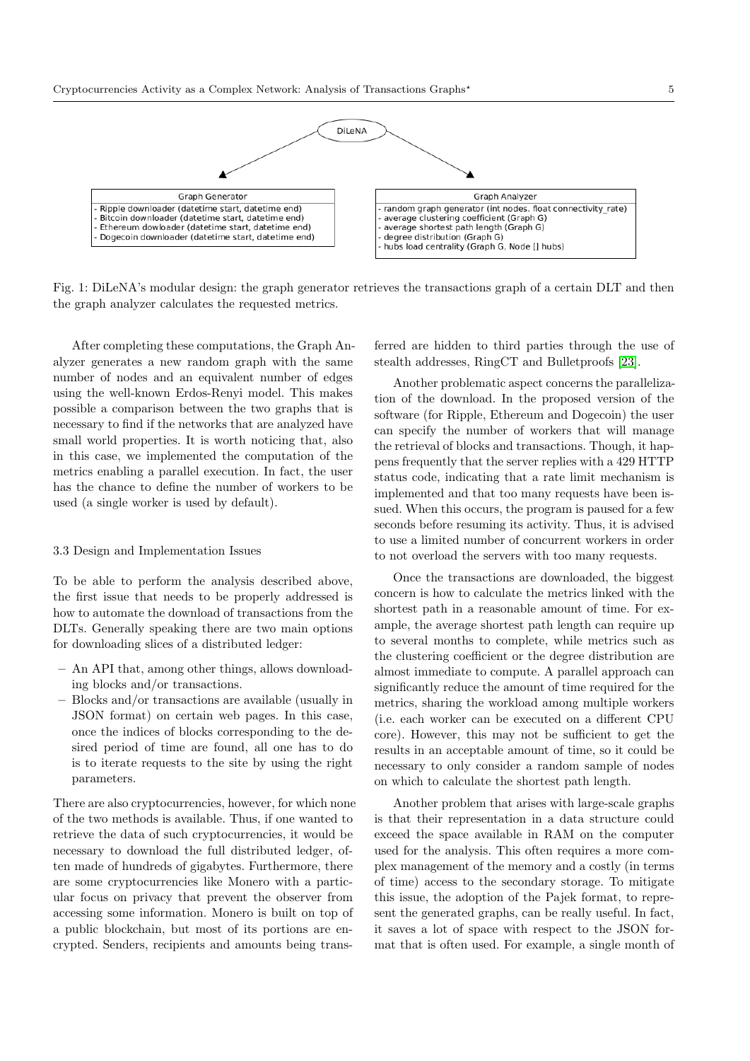DiLeNA

| Graph Generator |
| --- |
| - Ripple downloader (datetime start, datetime end) |
| - Bitcoin downloader (datetime start, datetime end) |
| - Ethereum dowloader (datetime start, datetime end) |
| - Dogecoin downloader (datetime start, datetime end) |

| Graph Analyzer |
| --- |
| - random graph generator (int nodes, float connectivity_rate) |
| - average clustering coefficient (Graph G) |
| - average shortest path length (Graph G) |
| - degree distribution (Graph G) |
| - hubs load centrality (Graph G, Node [] hubs) |

Fig. 1: DiLeNA's modular design: the graph generator retrieves the transactions graph of a certain DLT and then the graph analyzer calculates the requested metrics.

After completing these computations, the Graph Analyzer generates a new random graph with the same number of nodes and an equivalent number of edges using the well-known Erdos-Renyi model. This makes possible a comparison between the two graphs that is necessary to find if the networks that are analyzed have small world properties. It is worth noticing that, also in this case, we implemented the computation of the metrics enabling a parallel execution. In fact, the user has the chance to define the number of workers to be used (a single worker is used by default).

### 3.3 Design and Implementation Issues

To be able to perform the analysis described above, the first issue that needs to be properly addressed is how to automate the download of transactions from the DLTs. Generally speaking there are two main options for downloading slices of a distributed ledger:

- An API that, among other things, allows downloading blocks and/or transactions.
- Blocks and/or transactions are available (usually in JSON format) on certain web pages. In this case, once the indices of blocks corresponding to the desired period of time are found, all one has to do is to iterate requests to the site by using the right parameters.

There are also cryptocurrencies, however, for which none of the two methods is available. Thus, if one wanted to retrieve the data of such cryptocurrencies, it would be necessary to download the full distributed ledger, often made of hundreds of gigabytes. Furthermore, there are some cryptocurrencies like Monero with a particular focus on privacy that prevent the observer from accessing some information. Monero is built on top of a public blockchain, but most of its portions are encrypted. Senders, recipients and amounts being transferred are hidden to third parties through the use of stealth addresses, RingCT and Bulletproofs [23].

Another problematic aspect concerns the parallelization of the download. In the proposed version of the software (for Ripple, Ethereum and Dogecoin) the user can specify the number of workers that will manage the retrieval of blocks and transactions. Though, it happens frequently that the server replies with a 429 HTTP status code, indicating that a rate limit mechanism is implemented and that too many requests have been issued. When this occurs, the program is paused for a few seconds before resuming its activity. Thus, it is advised to use a limited number of concurrent workers in order to not overload the servers with too many requests.

Once the transactions are downloaded, the biggest concern is how to calculate the metrics linked with the shortest path in a reasonable amount of time. For example, the average shortest path length can require up to several months to complete, while metrics such as the clustering coefficient or the degree distribution are almost immediate to compute. A parallel approach can significantly reduce the amount of time required for the metrics, sharing the workload among multiple workers (i.e. each worker can be executed on a different CPU core). However, this may not be sufficient to get the results in an acceptable amount of time, so it could be necessary to only consider a random sample of nodes on which to calculate the shortest path length.

Another problem that arises with large-scale graphs is that their representation in a data structure could exceed the space available in RAM on the computer used for the analysis. This often requires a more complex management of the memory and a costly (in terms of time) access to the secondary storage. To mitigate this issue, the adoption of the Pajek format, to represent the generated graphs, can be really useful. In fact, it saves a lot of space with respect to the JSON format that is often used. For example, a single month of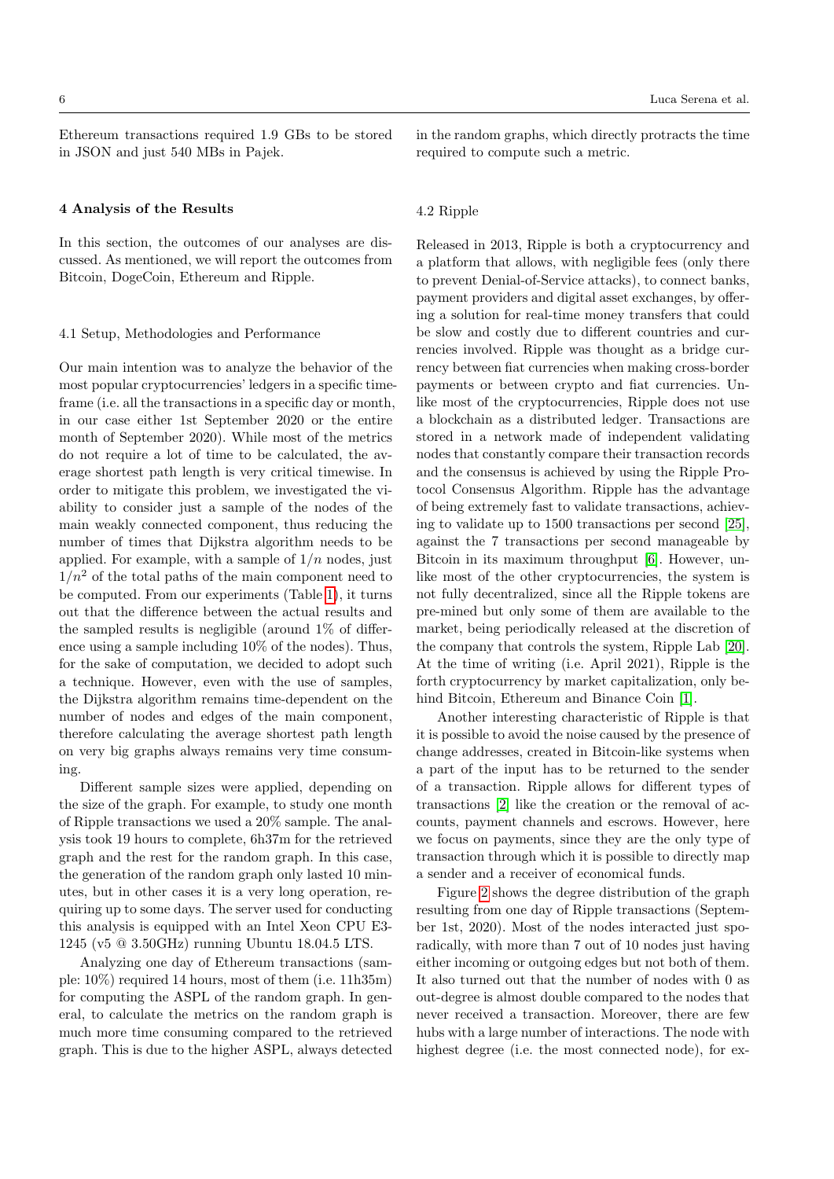Ethereum transactions required 1.9 GBs to be stored in JSON and just 540 MBs in Pajek.

## 4 Analysis of the Results

In this section, the outcomes of our analyses are discussed. As mentioned, we will report the outcomes from Bitcoin, DogeCoin, Ethereum and Ripple.

### 4.1 Setup, Methodologies and Performance

Our main intention was to analyze the behavior of the most popular cryptocurrencies' ledgers in a specific timeframe (i.e. all the transactions in a specific day or month, in our case either 1st September 2020 or the entire month of September 2020). While most of the metrics do not require a lot of time to be calculated, the average shortest path length is very critical timewise. In order to mitigate this problem, we investigated the viability to consider just a sample of the nodes of the main weakly connected component, thus reducing the number of times that Dijkstra algorithm needs to be applied. For example, with a sample of $1/n$ nodes, just $1/n^2$ of the total paths of the main component need to be computed. From our experiments (Table 1), it turns out that the difference between the actual results and the sampled results is negligible (around 1% of difference using a sample including 10% of the nodes). Thus, for the sake of computation, we decided to adopt such a technique. However, even with the use of samples, the Dijkstra algorithm remains time-dependent on the number of nodes and edges of the main component, therefore calculating the average shortest path length on very big graphs always remains very time consuming.

Different sample sizes were applied, depending on the size of the graph. For example, to study one month of Ripple transactions we used a 20% sample. The analysis took 19 hours to complete, 6h37m for the retrieved graph and the rest for the random graph. In this case, the generation of the random graph only lasted 10 minutes, but in other cases it is a very long operation, requiring up to some days. The server used for conducting this analysis is equipped with an Intel Xeon CPU E3-1245 (v5 @ 3.50GHz) running Ubuntu 18.04.5 LTS.

Analyzing one day of Ethereum transactions (sample: 10%) required 14 hours, most of them (i.e. 11h35m) for computing the ASPL of the random graph. In general, to calculate the metrics on the random graph is much more time consuming compared to the retrieved graph. This is due to the higher ASPL, always detected in the random graphs, which directly protracts the time required to compute such a metric.

### 4.2 Ripple

Released in 2013, Ripple is both a cryptocurrency and a platform that allows, with negligible fees (only there to prevent Denial-of-Service attacks), to connect banks, payment providers and digital asset exchanges, by offering a solution for real-time money transfers that could be slow and costly due to different countries and currencies involved. Ripple was thought as a bridge currency between fiat currencies when making cross-border payments or between crypto and fiat currencies. Unlike most of the cryptocurrencies, Ripple does not use a blockchain as a distributed ledger. Transactions are stored in a network made of independent validating nodes that constantly compare their transaction records and the consensus is achieved by using the Ripple Protocol Consensus Algorithm. Ripple has the advantage of being extremely fast to validate transactions, achieving to validate up to 1500 transactions per second [25], against the 7 transactions per second manageable by Bitcoin in its maximum throughput [6]. However, unlike most of the other cryptocurrencies, the system is not fully decentralized, since all the Ripple tokens are pre-mined but only some of them are available to the market, being periodically released at the discretion of the company that controls the system, Ripple Lab [20]. At the time of writing (i.e. April 2021), Ripple is the forth cryptocurrency by market capitalization, only behind Bitcoin, Ethereum and Binance Coin [1].

Another interesting characteristic of Ripple is that it is possible to avoid the noise caused by the presence of change addresses, created in Bitcoin-like systems when a part of the input has to be returned to the sender of a transaction. Ripple allows for different types of transactions [2] like the creation or the removal of accounts, payment channels and escrows. However, here we focus on payments, since they are the only type of transaction through which it is possible to directly map a sender and a receiver of economical funds.

Figure 2 shows the degree distribution of the graph resulting from one day of Ripple transactions (September 1st, 2020). Most of the nodes interacted just sporadically, with more than 7 out of 10 nodes just having either incoming or outgoing edges but not both of them. It also turned out that the number of nodes with 0 as out-degree is almost double compared to the nodes that never received a transaction. Moreover, there are few hubs with a large number of interactions. The node with highest degree (i.e. the most connected node), for ex-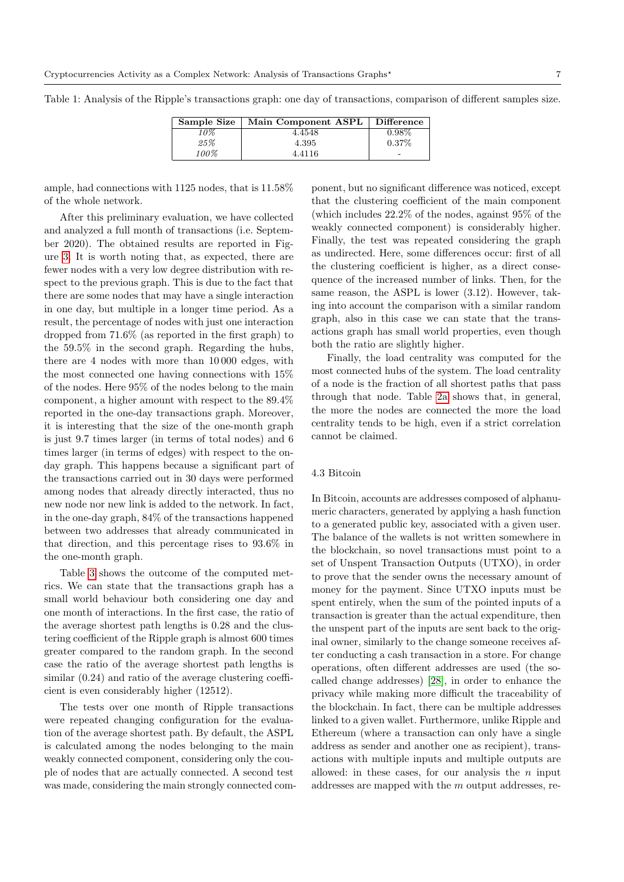Table 1: Analysis of the Ripple's transactions graph: one day of transactions, comparison of different samples size.

| Sample Size | Main Component ASPL | Difference |
|---|---|---|
| *10%* | 4.4548 | 0.98% |
| *25%* | 4.395 | 0.37% |
| *100%* | 4.4116 | - |

ample, had connections with 1125 nodes, that is 11.58% of the whole network.

After this preliminary evaluation, we have collected and analyzed a full month of transactions (i.e. September 2020). The obtained results are reported in Figure 3. It is worth noting that, as expected, there are fewer nodes with a very low degree distribution with respect to the previous graph. This is due to the fact that there are some nodes that may have a single interaction in one day, but multiple in a longer time period. As a result, the percentage of nodes with just one interaction dropped from 71.6% (as reported in the first graph) to the 59.5% in the second graph. Regarding the hubs, there are 4 nodes with more than 10 000 edges, with the most connected one having connections with 15% of the nodes. Here 95% of the nodes belong to the main component, a higher amount with respect to the 89.4% reported in the one-day transactions graph. Moreover, it is interesting that the size of the one-month graph is just 9.7 times larger (in terms of total nodes) and 6 times larger (in terms of edges) with respect to the on-day graph. This happens because a significant part of the transactions carried out in 30 days were performed among nodes that already directly interacted, thus no new node nor new link is added to the network. In fact, in the one-day graph, 84% of the transactions happened between two addresses that already communicated in that direction, and this percentage rises to 93.6% in the one-month graph.

Table 3 shows the outcome of the computed metrics. We can state that the transactions graph has a small world behaviour both considering one day and one month of interactions. In the first case, the ratio of the average shortest path lengths is 0.28 and the clustering coefficient of the Ripple graph is almost 600 times greater compared to the random graph. In the second case the ratio of the average shortest path lengths is similar (0.24) and ratio of the average clustering coefficient is even considerably higher (12512).

The tests over one month of Ripple transactions were repeated changing configuration for the evaluation of the average shortest path. By default, the ASPL is calculated among the nodes belonging to the main weakly connected component, considering only the couple of nodes that are actually connected. A second test was made, considering the main strongly connected component, but no significant difference was noticed, except that the clustering coefficient of the main component (which includes 22.2% of the nodes, against 95% of the weakly connected component) is considerably higher. Finally, the test was repeated considering the graph as undirected. Here, some differences occur: first of all the clustering coefficient is higher, as a direct consequence of the increased number of links. Then, for the same reason, the ASPL is lower (3.12). However, taking into account the comparison with a similar random graph, also in this case we can state that the transactions graph has small world properties, even though both the ratio are slightly higher.

Finally, the load centrality was computed for the most connected hubs of the system. The load centrality of a node is the fraction of all shortest paths that pass through that node. Table 2a shows that, in general, the more the nodes are connected the more the load centrality tends to be high, even if a strict correlation cannot be claimed.

### 4.3 Bitcoin

In Bitcoin, accounts are addresses composed of alphanumeric characters, generated by applying a hash function to a generated public key, associated with a given user. The balance of the wallets is not written somewhere in the blockchain, so novel transactions must point to a set of Unspent Transaction Outputs (UTXO), in order to prove that the sender owns the necessary amount of money for the payment. Since UTXO inputs must be spent entirely, when the sum of the pointed inputs of a transaction is greater than the actual expenditure, then the unspent part of the inputs are sent back to the original owner, similarly to the change someone receives after conducting a cash transaction in a store. For change operations, often different addresses are used (the so-called change addresses) [28], in order to enhance the privacy while making more difficult the traceability of the blockchain. In fact, there can be multiple addresses linked to a given wallet. Furthermore, unlike Ripple and Ethereum (where a transaction can only have a single address as sender and another one as recipient), transactions with multiple inputs and multiple outputs are allowed: in these cases, for our analysis the $n$ input addresses are mapped with the $m$ output addresses, re-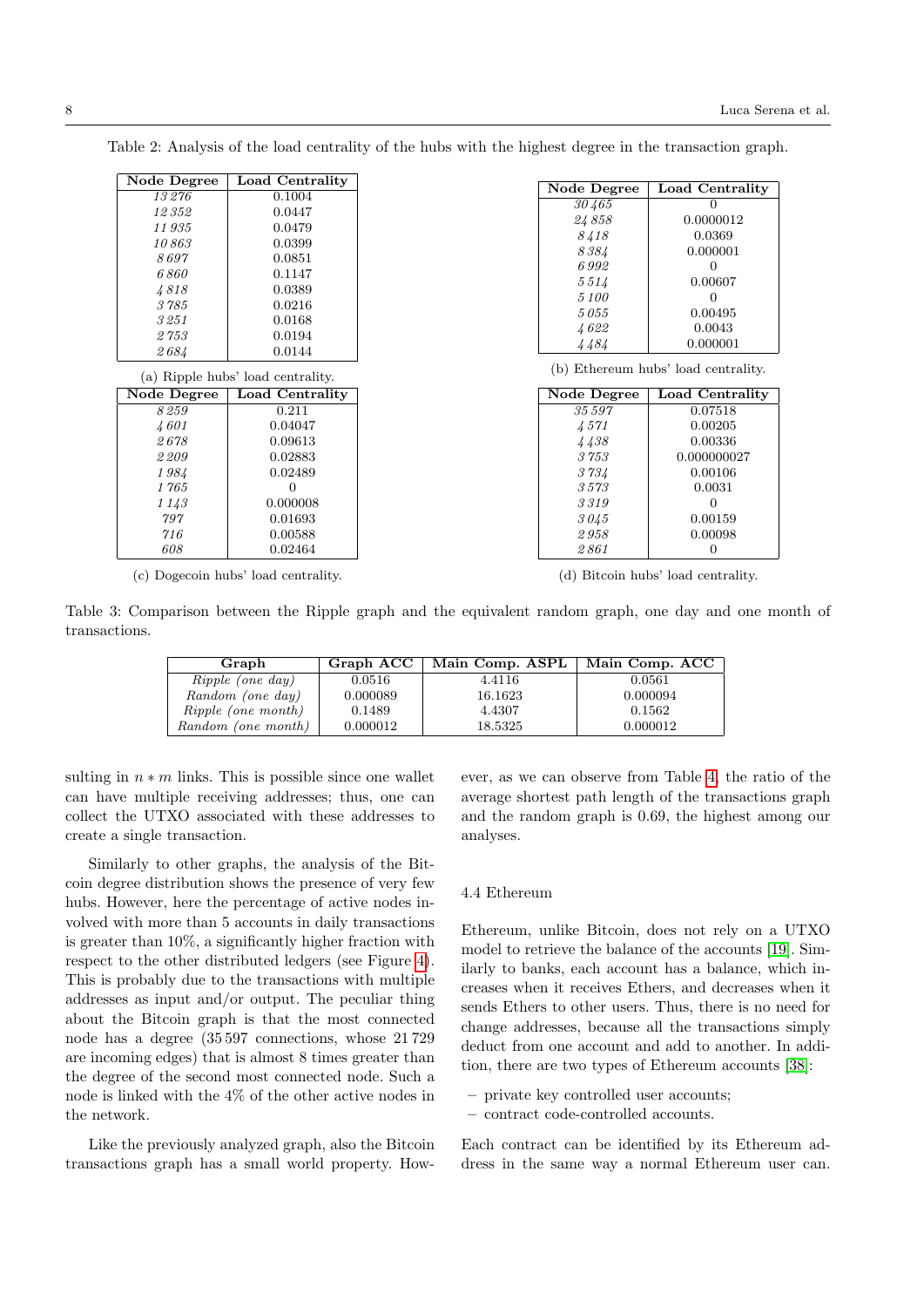Table 2: Analysis of the load centrality of the hubs with the highest degree in the transaction graph.

| Node Degree | Load Centrality |
|---|---|
| *13 276* | 0.1004 |
| *12 352* | 0.0447 |
| *11 935* | 0.0479 |
| *10 863* | 0.0399 |
| *8 697* | 0.0851 |
| *6 860* | 0.1147 |
| *4 818* | 0.0389 |
| *3 785* | 0.0216 |
| *3 251* | 0.0168 |
| *2 753* | 0.0194 |
| *2 684* | 0.0144 |

(a) Ripple hubs' load centrality.

| Node Degree | Load Centrality |
|---|---|
| *30 465* | 0 |
| *24 858* | 0.0000012 |
| *8 418* | 0.0369 |
| *8 384* | 0.000001 |
| *6 992* | 0 |
| *5 514* | 0.00607 |
| *5 100* | 0 |
| *5 055* | 0.00495 |
| *4 622* | 0.0043 |
| *4 484* | 0.000001 |

(b) Ethereum hubs' load centrality.

| Node Degree | Load Centrality |
|---|---|
| *8 259* | 0.211 |
| *4 601* | 0.04047 |
| *2 678* | 0.09613 |
| *2 209* | 0.02883 |
| *1 984* | 0.02489 |
| *1 765* | 0 |
| *1 143* | 0.000008 |
| *797* | 0.01693 |
| *716* | 0.00588 |
| *608* | 0.02464 |

(c) Dogecoin hubs' load centrality.

| Node Degree | Load Centrality |
|---|---|
| *35 597* | 0.07518 |
| *4 571* | 0.00205 |
| *4 438* | 0.00336 |
| *3 753* | 0.000000027 |
| *3 734* | 0.00106 |
| *3 573* | 0.0031 |
| *3 319* | 0 |
| *3 045* | 0.00159 |
| *2 958* | 0.00098 |
| *2 861* | 0 |

(d) Bitcoin hubs' load centrality.

Table 3: Comparison between the Ripple graph and the equivalent random graph, one day and one month of transactions.

| Graph | Graph ACC | Main Comp. ASPL | Main Comp. ACC |
|---|---|---|---|
| *Ripple (one day)* | 0.0516 | 4.4116 | 0.0561 |
| *Random (one day)* | 0.000089 | 16.1623 | 0.000094 |
| *Ripple (one month)* | 0.1489 | 4.4307 | 0.1562 |
| *Random (one month)* | 0.000012 | 18.5325 | 0.000012 |

sulting in $n * m$ links. This is possible since one wallet can have multiple receiving addresses; thus, one can collect the UTXO associated with these addresses to create a single transaction.

Similarly to other graphs, the analysis of the Bitcoin degree distribution shows the presence of very few hubs. However, here the percentage of active nodes involved with more than 5 accounts in daily transactions is greater than 10%, a significantly higher fraction with respect to the other distributed ledgers (see Figure 4). This is probably due to the transactions with multiple addresses as input and/or output. The peculiar thing about the Bitcoin graph is that the most connected node has a degree (35 597 connections, whose 21 729 are incoming edges) that is almost 8 times greater than the degree of the second most connected node. Such a node is linked with the 4% of the other active nodes in the network.

Like the previously analyzed graph, also the Bitcoin transactions graph has a small world property. However, as we can observe from Table 4, the ratio of the average shortest path length of the transactions graph and the random graph is 0.69, the highest among our analyses.

### 4.4 Ethereum

Ethereum, unlike Bitcoin, does not rely on a UTXO model to retrieve the balance of the accounts [19]. Similarly to banks, each account has a balance, which increases when it receives Ethers, and decreases when it sends Ethers to other users. Thus, there is no need for change addresses, because all the transactions simply deduct from one account and add to another. In addition, there are two types of Ethereum accounts [38]:

- private key controlled user accounts;
- contract code-controlled accounts.

Each contract can be identified by its Ethereum address in the same way a normal Ethereum user can.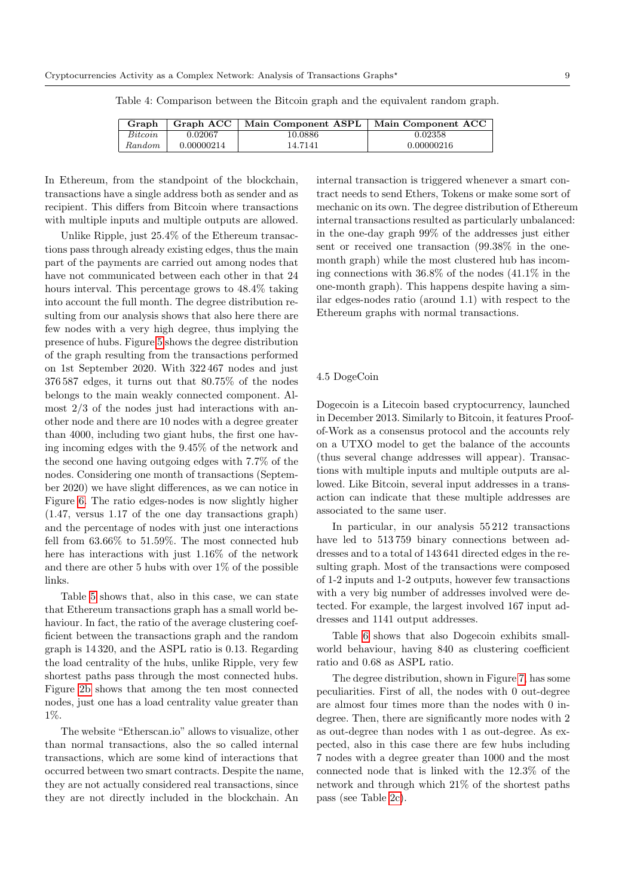Table 4: Comparison between the Bitcoin graph and the equivalent random graph.

| Graph | Graph ACC | Main Component ASPL | Main Component ACC |
|---|---|---|---|
| *Bitcoin* | 0.02067 | 10.0886 | 0.02358 |
| *Random* | 0.00000214 | 14.7141 | 0.00000216 |

In Ethereum, from the standpoint of the blockchain, transactions have a single address both as sender and as recipient. This differs from Bitcoin where transactions with multiple inputs and multiple outputs are allowed.

Unlike Ripple, just 25.4% of the Ethereum transactions pass through already existing edges, thus the main part of the payments are carried out among nodes that have not communicated between each other in that 24 hours interval. This percentage grows to 48.4% taking into account the full month. The degree distribution resulting from our analysis shows that also here there are few nodes with a very high degree, thus implying the presence of hubs. Figure 5 shows the degree distribution of the graph resulting from the transactions performed on 1st September 2020. With 322 467 nodes and just 376 587 edges, it turns out that 80.75% of the nodes belongs to the main weakly connected component. Almost 2/3 of the nodes just had interactions with another node and there are 10 nodes with a degree greater than 4000, including two giant hubs, the first one having incoming edges with the 9.45% of the network and the second one having outgoing edges with 7.7% of the nodes. Considering one month of transactions (September 2020) we have slight differences, as we can notice in Figure 6. The ratio edges-nodes is now slightly higher (1.47, versus 1.17 of the one day transactions graph) and the percentage of nodes with just one interactions fell from 63.66% to 51.59%. The most connected hub here has interactions with just 1.16% of the network and there are other 5 hubs with over 1% of the possible links.

Table 5 shows that, also in this case, we can state that Ethereum transactions graph has a small world behaviour. In fact, the ratio of the average clustering coefficient between the transactions graph and the random graph is 14 320, and the ASPL ratio is 0.13. Regarding the load centrality of the hubs, unlike Ripple, very few shortest paths pass through the most connected hubs. Figure 2b shows that among the ten most connected nodes, just one has a load centrality value greater than 1%.

The website "Etherscan.io" allows to visualize, other than normal transactions, also the so called internal transactions, which are some kind of interactions that occurred between two smart contracts. Despite the name, they are not actually considered real transactions, since they are not directly included in the blockchain. An internal transaction is triggered whenever a smart contract needs to send Ethers, Tokens or make some sort of mechanic on its own. The degree distribution of Ethereum internal transactions resulted as particularly unbalanced: in the one-day graph 99% of the addresses just either sent or received one transaction (99.38% in the one-month graph) while the most clustered hub has incoming connections with 36.8% of the nodes (41.1% in the one-month graph). This happens despite having a similar edges-nodes ratio (around 1.1) with respect to the Ethereum graphs with normal transactions.

### 4.5 DogeCoin

Dogecoin is a Litecoin based cryptocurrency, launched in December 2013. Similarly to Bitcoin, it features Proof-of-Work as a consensus protocol and the accounts rely on a UTXO model to get the balance of the accounts (thus several change addresses will appear). Transactions with multiple inputs and multiple outputs are allowed. Like Bitcoin, several input addresses in a transaction can indicate that these multiple addresses are associated to the same user.

In particular, in our analysis 55 212 transactions have led to 513 759 binary connections between addresses and to a total of 143 641 directed edges in the resulting graph. Most of the transactions were composed of 1-2 inputs and 1-2 outputs, however few transactions with a very big number of addresses involved were detected. For example, the largest involved 167 input addresses and 1141 output addresses.

Table 6 shows that also Dogecoin exhibits small-world behaviour, having 840 as clustering coefficient ratio and 0.68 as ASPL ratio.

The degree distribution, shown in Figure 7, has some peculiarities. First of all, the nodes with 0 out-degree are almost four times more than the nodes with 0 in-degree. Then, there are significantly more nodes with 2 as out-degree than nodes with 1 as out-degree. As expected, also in this case there are few hubs including 7 nodes with a degree greater than 1000 and the most connected node that is linked with the 12.3% of the network and through which 21% of the shortest paths pass (see Table 2c).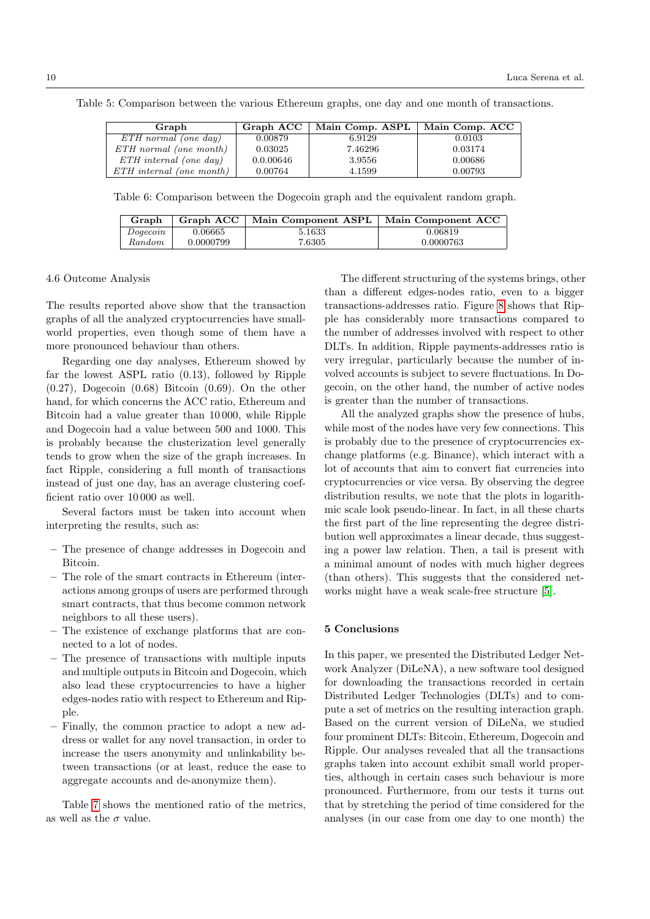Table 5: Comparison between the various Ethereum graphs, one day and one month of transactions.

| Graph | Graph ACC | Main Comp. ASPL | Main Comp. ACC |
|---|---|---|---|
| *ETH normal (one day)* | 0.00879 | 6.9129 | 0.0103 |
| *ETH normal (one month)* | 0.03025 | 7.46296 | 0.03174 |
| *ETH internal (one day)* | 0.0.00646 | 3.9556 | 0.00686 |
| *ETH internal (one month)* | 0.00764 | 4.1599 | 0.00793 |

Table 6: Comparison between the Dogecoin graph and the equivalent random graph.

| Graph | Graph ACC | Main Component ASPL | Main Component ACC |
|---|---|---|---|
| *Dogecoin* | 0.06665 | 5.1633 | 0.06819 |
| *Random* | 0.0000799 | 7.6305 | 0.0000763 |

### 4.6 Outcome Analysis

The results reported above show that the transaction graphs of all the analyzed cryptocurrencies have small-world properties, even though some of them have a more pronounced behaviour than others.

Regarding one day analyses, Ethereum showed by far the lowest ASPL ratio (0.13), followed by Ripple (0.27), Dogecoin (0.68) Bitcoin (0.69). On the other hand, for which concerns the ACC ratio, Ethereum and Bitcoin had a value greater than 10 000, while Ripple and Dogecoin had a value between 500 and 1000. This is probably because the clusterization level generally tends to grow when the size of the graph increases. In fact Ripple, considering a full month of transactions instead of just one day, has an average clustering coefficient ratio over 10 000 as well.

Several factors must be taken into account when interpreting the results, such as:

- The presence of change addresses in Dogecoin and Bitcoin.
- The role of the smart contracts in Ethereum (interactions among groups of users are performed through smart contracts, that thus become common network neighbors to all these users).
- The existence of exchange platforms that are connected to a lot of nodes.
- The presence of transactions with multiple inputs and multiple outputs in Bitcoin and Dogecoin, which also lead these cryptocurrencies to have a higher edges-nodes ratio with respect to Ethereum and Ripple.
- Finally, the common practice to adopt a new address or wallet for any novel transaction, in order to increase the users anonymity and unlinkability between transactions (or at least, reduce the ease to aggregate accounts and de-anonymize them).

Table 7 shows the mentioned ratio of the metrics, as well as the $\sigma$ value.

The different structuring of the systems brings, other than a different edges-nodes ratio, even to a bigger transactions-addresses ratio. Figure 8 shows that Ripple has considerably more transactions compared to the number of addresses involved with respect to other DLTs. In addition, Ripple payments-addresses ratio is very irregular, particularly because the number of involved accounts is subject to severe fluctuations. In Dogecoin, on the other hand, the number of active nodes is greater than the number of transactions.

All the analyzed graphs show the presence of hubs, while most of the nodes have very few connections. This is probably due to the presence of cryptocurrencies exchange platforms (e.g. Binance), which interact with a lot of accounts that aim to convert fiat currencies into cryptocurrencies or vice versa. By observing the degree distribution results, we note that the plots in logarithmic scale look pseudo-linear. In fact, in all these charts the first part of the line representing the degree distribution well approximates a linear decade, thus suggesting a power law relation. Then, a tail is present with a minimal amount of nodes with much higher degrees (than others). This suggests that the considered networks might have a weak scale-free structure [5].

## 5 Conclusions

In this paper, we presented the Distributed Ledger Network Analyzer (DiLeNA), a new software tool designed for downloading the transactions recorded in certain Distributed Ledger Technologies (DLTs) and to compute a set of metrics on the resulting interaction graph. Based on the current version of DiLeNa, we studied four prominent DLTs: Bitcoin, Ethereum, Dogecoin and Ripple. Our analyses revealed that all the transactions graphs taken into account exhibit small world properties, although in certain cases such behaviour is more pronounced. Furthermore, from our tests it turns out that by stretching the period of time considered for the analyses (in our case from one day to one month) the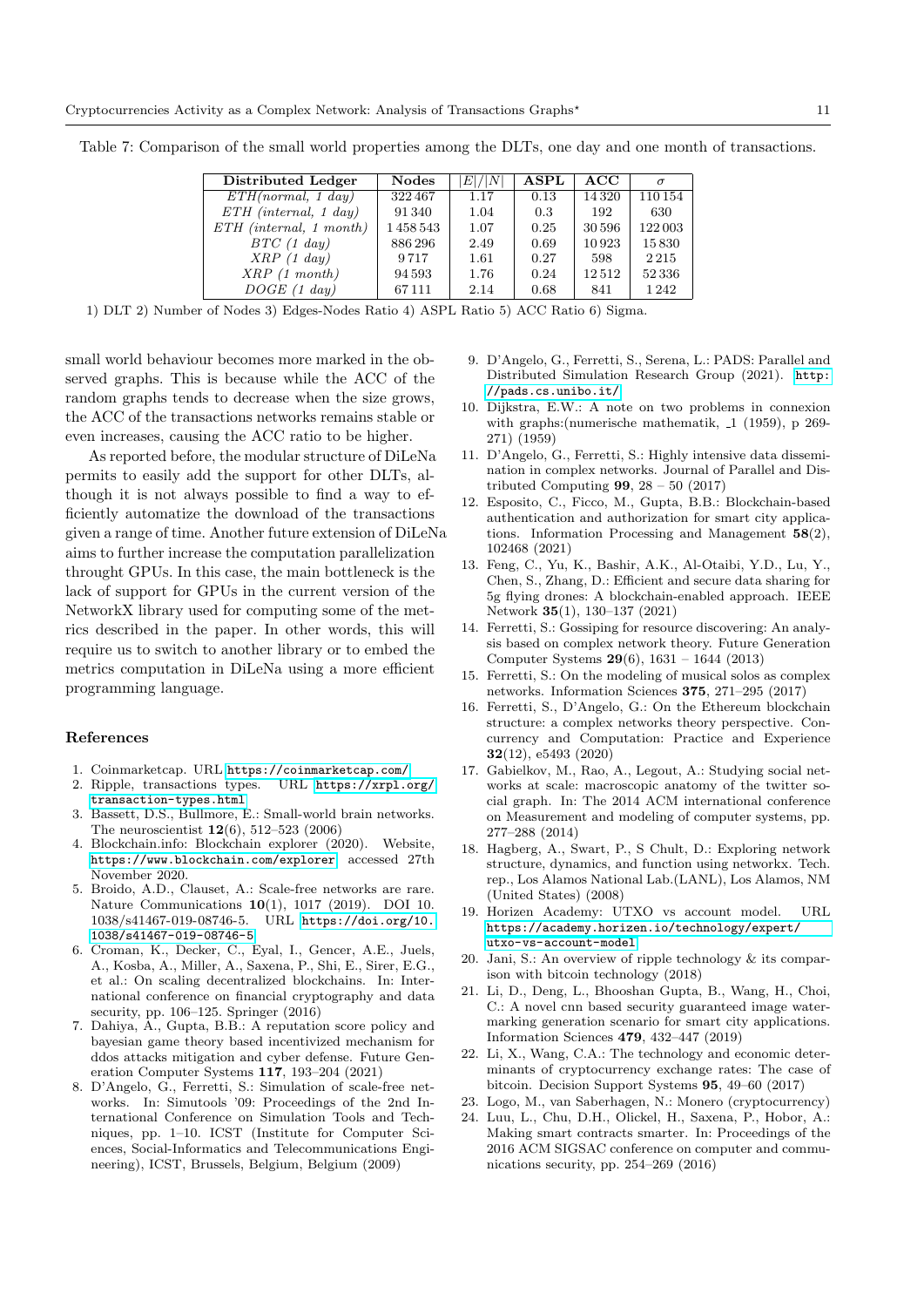Table 7: Comparison of the small world properties among the DLTs, one day and one month of transactions.

| Distributed Ledger | Nodes | $\|E\|/\|N\|$ | ASPL | ACC | $\sigma$ |
|---|---|---|---|---|---|
| *ETH(normal, 1 day)* | 322 467 | 1.17 | 0.13 | 14 320 | 110 154 |
| *ETH (internal, 1 day)* | 91 340 | 1.04 | 0.3 | 192 | 630 |
| *ETH (internal, 1 month)* | 1 458 543 | 1.07 | 0.25 | 30 596 | 122 003 |
| *BTC (1 day)* | 886 296 | 2.49 | 0.69 | 10 923 | 15 830 |
| *XRP (1 day)* | 9 717 | 1.61 | 0.27 | 598 | 2 215 |
| *XRP (1 month)* | 94 593 | 1.76 | 0.24 | 12 512 | 52 336 |
| *DOGE (1 day)* | 67 111 | 2.14 | 0.68 | 841 | 1 242 |

1) DLT 2) Number of Nodes 3) Edges-Nodes Ratio 4) ASPL Ratio 5) ACC Ratio 6) Sigma.

small world behaviour becomes more marked in the observed graphs. This is because while the ACC of the random graphs tends to decrease when the size grows, the ACC of the transactions networks remains stable or even increases, causing the ACC ratio to be higher.

As reported before, the modular structure of DiLeNa permits to easily add the support for other DLTs, although it is not always possible to find a way to efficiently automatize the download of the transactions given a range of time. Another future extension of DiLeNa aims to further increase the computation parallelization throught GPUs. In this case, the main bottleneck is the lack of support for GPUs in the current version of the NetworkX library used for computing some of the metrics described in the paper. In other words, this will require us to switch to another library or to embed the metrics computation in DiLeNa using a more efficient programming language.

## References

1. Coinmarketcap. URL https://coinmarketcap.com/
2. Ripple, transactions types. URL https://xrpl.org/transaction-types.html
3. Bassett, D.S., Bullmore, E.: Small-world brain networks. The neuroscientist **12**(6), 512–523 (2006)
4. Blockchain.info: Blockchain explorer (2020). Website, https://www.blockchain.com/explorer, accessed 27th November 2020.
5. Broido, A.D., Clauset, A.: Scale-free networks are rare. Nature Communications **10**(1), 1017 (2019). DOI 10.1038/s41467-019-08746-5. URL https://doi.org/10.1038/s41467-019-08746-5
6. Croman, K., Decker, C., Eyal, I., Gencer, A.E., Juels, A., Kosba, A., Miller, A., Saxena, P., Shi, E., Sirer, E.G., et al.: On scaling decentralized blockchains. In: International conference on financial cryptography and data security, pp. 106–125. Springer (2016)
7. Dahiya, A., Gupta, B.B.: A reputation score policy and bayesian game theory based incentivized mechanism for ddos attacks mitigation and cyber defense. Future Generation Computer Systems **117**, 193–204 (2021)
8. D'Angelo, G., Ferretti, S.: Simulation of scale-free networks. In: Simutools '09: Proceedings of the 2nd International Conference on Simulation Tools and Techniques, pp. 1–10. ICST (Institute for Computer Sciences, Social-Informatics and Telecommunications Engineering), ICST, Brussels, Belgium, Belgium (2009)
9. D'Angelo, G., Ferretti, S., Serena, L.: PADS: Parallel and Distributed Simulation Research Group (2021). http://pads.cs.unibo.it/
10. Dijkstra, E.W.: A note on two problems in connexion with graphs:(numerische mathematik, _1 (1959), p 269-271) (1959)
11. D'Angelo, G., Ferretti, S.: Highly intensive data dissemination in complex networks. Journal of Parallel and Distributed Computing **99**, 28 – 50 (2017)
12. Esposito, C., Ficco, M., Gupta, B.B.: Blockchain-based authentication and authorization for smart city applications. Information Processing and Management **58**(2), 102468 (2021)
13. Feng, C., Yu, K., Bashir, A.K., Al-Otaibi, Y.D., Lu, Y., Chen, S., Zhang, D.: Efficient and secure data sharing for 5g flying drones: A blockchain-enabled approach. IEEE Network **35**(1), 130–137 (2021)
14. Ferretti, S.: Gossiping for resource discovering: An analysis based on complex network theory. Future Generation Computer Systems **29**(6), 1631 – 1644 (2013)
15. Ferretti, S.: On the modeling of musical solos as complex networks. Information Sciences **375**, 271–295 (2017)
16. Ferretti, S., D'Angelo, G.: On the Ethereum blockchain structure: a complex networks theory perspective. Concurrency and Computation: Practice and Experience **32**(12), e5493 (2020)
17. Gabielkov, M., Rao, A., Legout, A.: Studying social networks at scale: macroscopic anatomy of the twitter social graph. In: The 2014 ACM international conference on Measurement and modeling of computer systems, pp. 277–288 (2014)
18. Hagberg, A., Swart, P., S Chult, D.: Exploring network structure, dynamics, and function using networkx. Tech. rep., Los Alamos National Lab.(LANL), Los Alamos, NM (United States) (2008)
19. Horizen Academy: UTXO vs account model. URL https://academy.horizen.io/technology/expert/utxo-vs-account-model
20. Jani, S.: An overview of ripple technology & its comparison with bitcoin technology (2018)
21. Li, D., Deng, L., Bhooshan Gupta, B., Wang, H., Choi, C.: A novel cnn based security guaranteed image watermarking generation scenario for smart city applications. Information Sciences **479**, 432–447 (2019)
22. Li, X., Wang, C.A.: The technology and economic determinants of cryptocurrency exchange rates: The case of bitcoin. Decision Support Systems **95**, 49–60 (2017)
23. Logo, M., van Saberhagen, N.: Monero (cryptocurrency)
24. Luu, L., Chu, D.H., Olickel, H., Saxena, P., Hobor, A.: Making smart contracts smarter. In: Proceedings of the 2016 ACM SIGSAC conference on computer and communications security, pp. 254–269 (2016)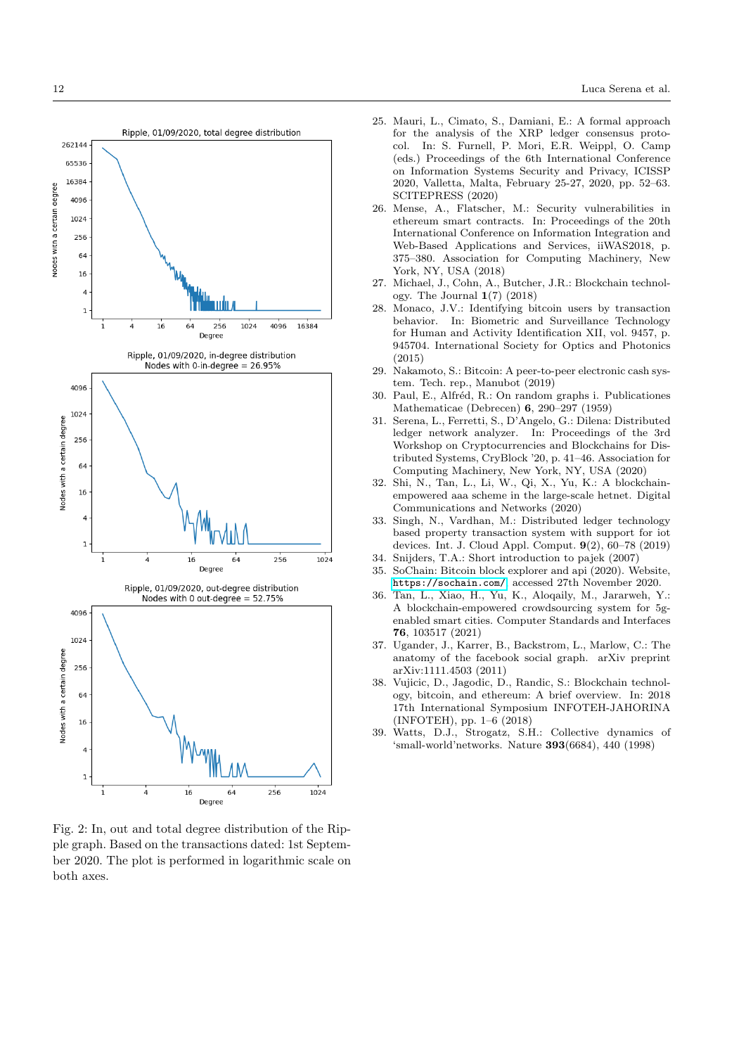Fig. 2: In, out and total degree distribution of the Ripple graph. Based on the transactions dated: 1st September 2020. The plot is performed in logarithmic scale on both axes.

25. Mauri, L., Cimato, S., Damiani, E.: A formal approach for the analysis of the XRP ledger consensus protocol. In: S. Furnell, P. Mori, E.R. Weippl, O. Camp (eds.) Proceedings of the 6th International Conference on Information Systems Security and Privacy, ICISSP 2020, Valletta, Malta, February 25-27, 2020, pp. 52–63. SCITEPRESS (2020)
26. Mense, A., Flatscher, M.: Security vulnerabilities in ethereum smart contracts. In: Proceedings of the 20th International Conference on Information Integration and Web-Based Applications and Services, iiWAS2018, p. 375–380. Association for Computing Machinery, New York, NY, USA (2018)
27. Michael, J., Cohn, A., Butcher, J.R.: Blockchain technology. The Journal **1**(7) (2018)
28. Monaco, J.V.: Identifying bitcoin users by transaction behavior. In: Biometric and Surveillance Technology for Human and Activity Identification XII, vol. 9457, p. 945704. International Society for Optics and Photonics (2015)
29. Nakamoto, S.: Bitcoin: A peer-to-peer electronic cash system. Tech. rep., Manubot (2019)
30. Paul, E., Alfréd, R.: On random graphs i. Publicationes Mathematicae (Debrecen) **6**, 290–297 (1959)
31. Serena, L., Ferretti, S., D'Angelo, G.: Dilena: Distributed ledger network analyzer. In: Proceedings of the 3rd Workshop on Cryptocurrencies and Blockchains for Distributed Systems, CryBlock '20, p. 41–46. Association for Computing Machinery, New York, NY, USA (2020)
32. Shi, N., Tan, L., Li, W., Qi, X., Yu, K.: A blockchain-empowered aaa scheme in the large-scale hetnet. Digital Communications and Networks (2020)
33. Singh, N., Vardhan, M.: Distributed ledger technology based property transaction system with support for iot devices. Int. J. Cloud Appl. Comput. **9**(2), 60–78 (2019)
34. Snijders, T.A.: Short introduction to pajek (2007)
35. SoChain: Bitcoin block explorer and api (2020). Website, https://sochain.com/ accessed 27th November 2020.
36. Tan, L., Xiao, H., Yu, K., Aloqaily, M., Jararweh, Y.: A blockchain-empowered crowdsourcing system for 5g-enabled smart cities. Computer Standards and Interfaces **76**, 103517 (2021)
37. Ugander, J., Karrer, B., Backstrom, L., Marlow, C.: The anatomy of the facebook social graph. arXiv preprint arXiv:1111.4503 (2011)
38. Vujicic, D., Jagodic, D., Randic, S.: Blockchain technology, bitcoin, and ethereum: A brief overview. In: 2018 17th International Symposium INFOTEH-JAHORINA (INFOTEH), pp. 1–6 (2018)
39. Watts, D.J., Strogatz, S.H.: Collective dynamics of 'small-world'networks. Nature **393**(6684), 440 (1998)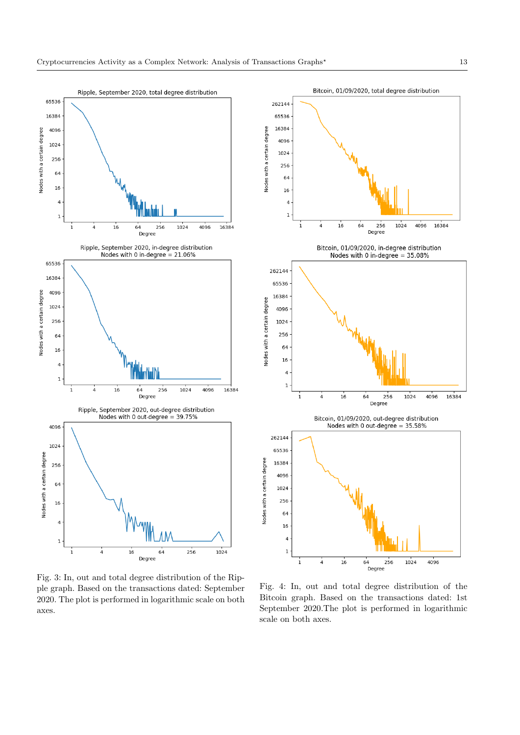Fig. 3: In, out and total degree distribution of the Ripple graph. Based on the transactions dated: September 2020. The plot is performed in logarithmic scale on both axes.

Fig. 4: In, out and total degree distribution of the Bitcoin graph. Based on the transactions dated: 1st September 2020.The plot is performed in logarithmic scale on both axes.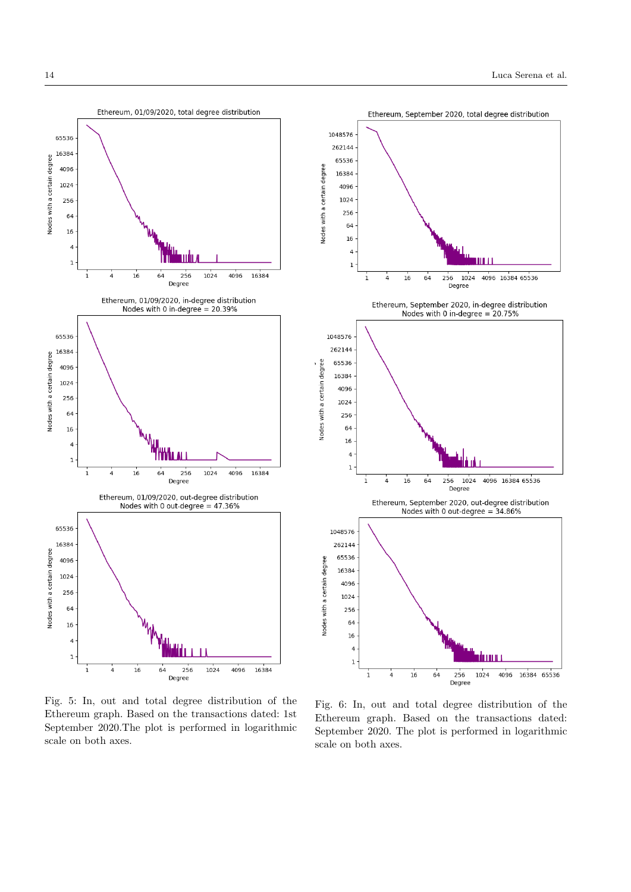Fig. 5: In, out and total degree distribution of the Ethereum graph. Based on the transactions dated: 1st September 2020.The plot is performed in logarithmic scale on both axes.

Fig. 6: In, out and total degree distribution of the Ethereum graph. Based on the transactions dated: September 2020. The plot is performed in logarithmic scale on both axes.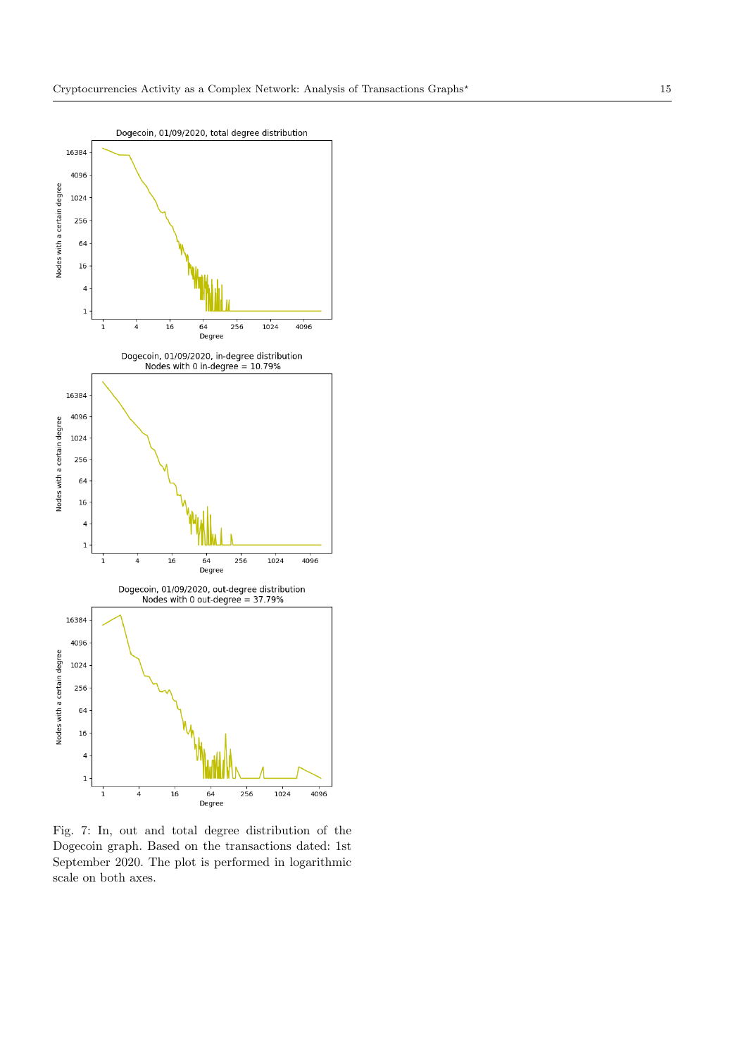Fig. 7: In, out and total degree distribution of the Dogecoin graph. Based on the transactions dated: 1st September 2020. The plot is performed in logarithmic scale on both axes.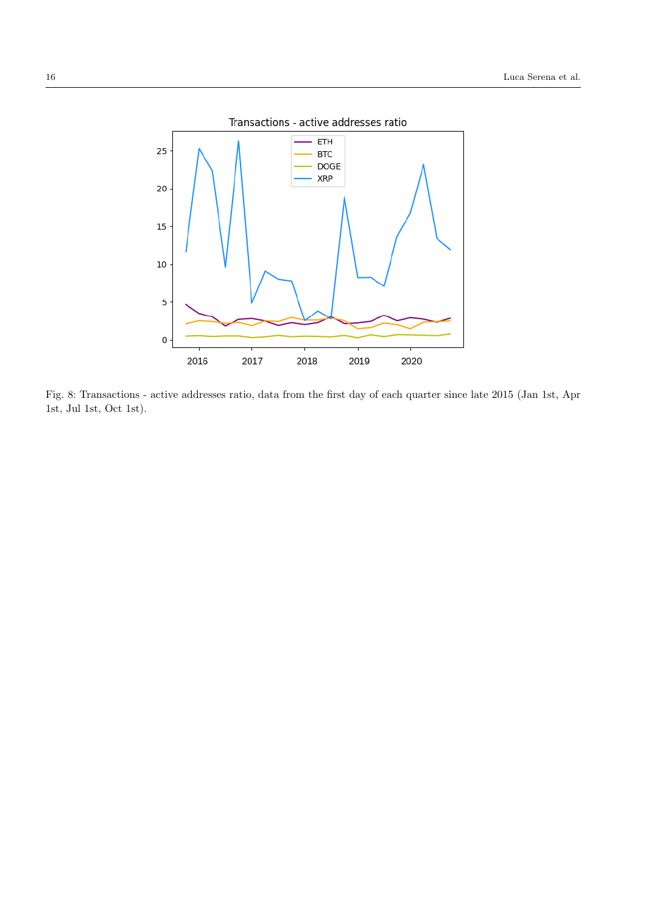Transactions - active addresses ratio

ETH
BTC
DOGE
XRP

25
20
15
10
5
0

2016
2017
2018
2019
2020

Fig. 8: Transactions - active addresses ratio, data from the first day of each quarter since late 2015 (Jan 1st, Apr 1st, Jul 1st, Oct 1st).